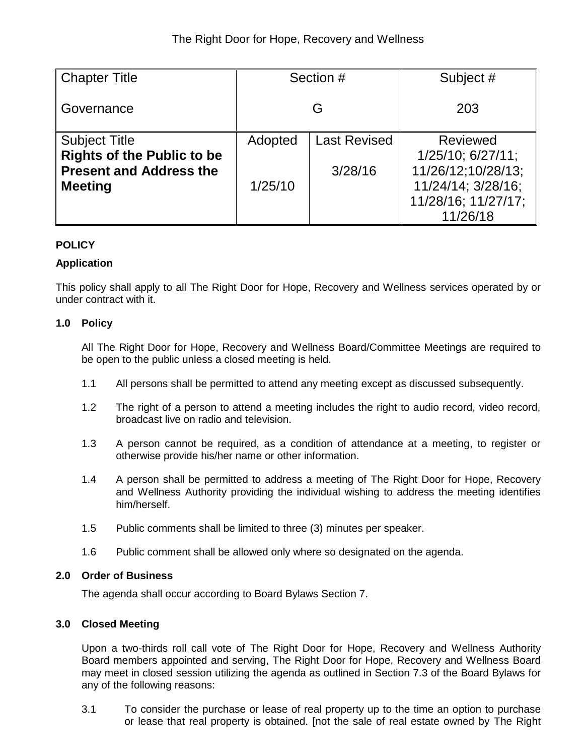The Right Door for Hope, Recovery and Wellness

| Chapter Title | Section # | | Subject # |
|---|---|---|---|
| Governance | G | | 203 |
| Subject Title **Rights of the Public to be Present and Address the Meeting** | Adopted 1/25/10 | Last Revised 3/28/16 | Reviewed 1/25/10; 6/27/11; 11/26/12;10/28/13; 11/24/14; 3/28/16; 11/28/16; 11/27/17; 11/26/18 |

**POLICY**

**Application**

This policy shall apply to all The Right Door for Hope, Recovery and Wellness services operated by or under contract with it.

**1.0 Policy**

All The Right Door for Hope, Recovery and Wellness Board/Committee Meetings are required to be open to the public unless a closed meeting is held.

1.1 All persons shall be permitted to attend any meeting except as discussed subsequently.

1.2 The right of a person to attend a meeting includes the right to audio record, video record, broadcast live on radio and television.

1.3 A person cannot be required, as a condition of attendance at a meeting, to register or otherwise provide his/her name or other information.

1.4 A person shall be permitted to address a meeting of The Right Door for Hope, Recovery and Wellness Authority providing the individual wishing to address the meeting identifies him/herself.

1.5 Public comments shall be limited to three (3) minutes per speaker.

1.6 Public comment shall be allowed only where so designated on the agenda.

**2.0 Order of Business**

The agenda shall occur according to Board Bylaws Section 7.

**3.0 Closed Meeting**

Upon a two-thirds roll call vote of The Right Door for Hope, Recovery and Wellness Authority Board members appointed and serving, The Right Door for Hope, Recovery and Wellness Board may meet in closed session utilizing the agenda as outlined in Section 7.3 of the Board Bylaws for any of the following reasons:

3.1 To consider the purchase or lease of real property up to the time an option to purchase or lease that real property is obtained. [not the sale of real estate owned by The Right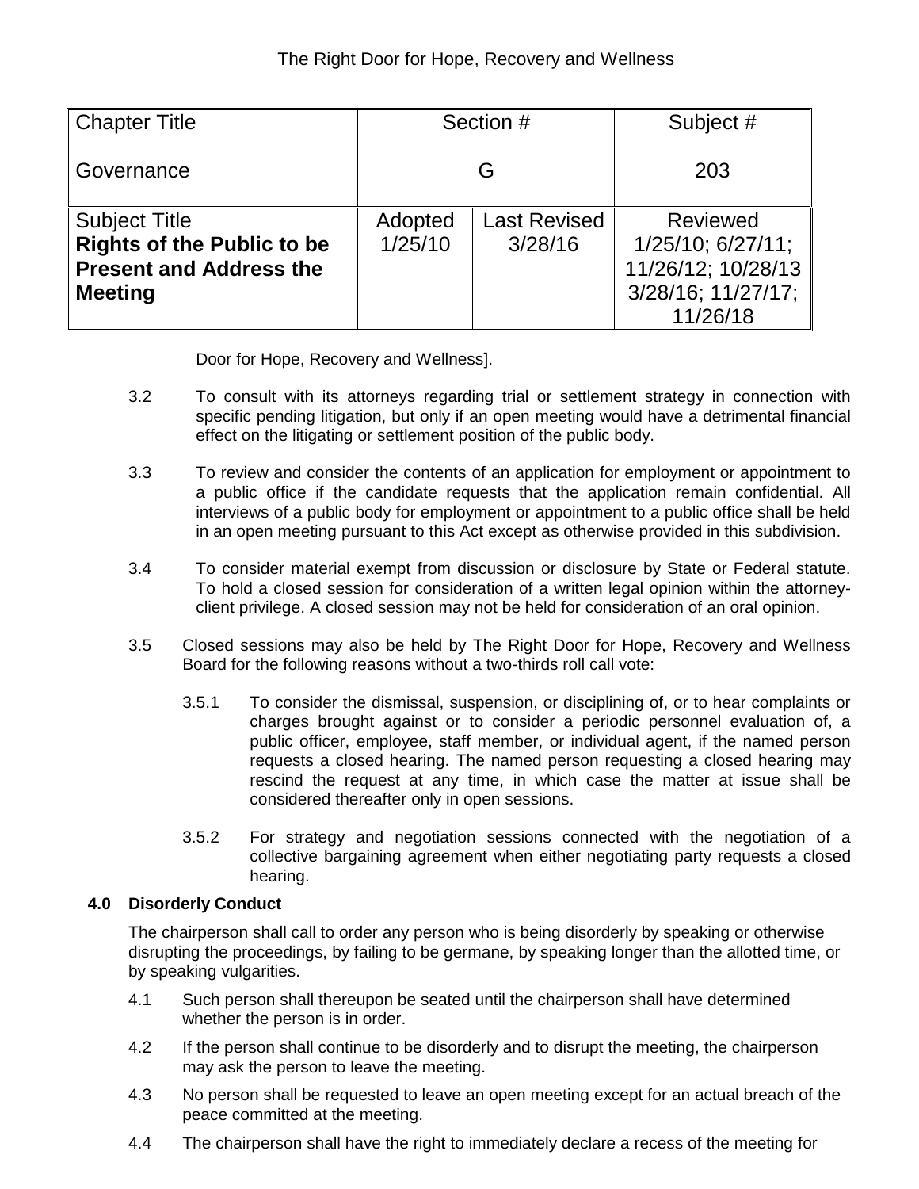Door for Hope, Recovery and Wellness].

3.2 To consult with its attorneys regarding trial or settlement strategy in connection with specific pending litigation, but only if an open meeting would have a detrimental financial effect on the litigating or settlement position of the public body.

3.3 To review and consider the contents of an application for employment or appointment to a public office if the candidate requests that the application remain confidential. All interviews of a public body for employment or appointment to a public office shall be held in an open meeting pursuant to this Act except as otherwise provided in this subdivision.

3.4 To consider material exempt from discussion or disclosure by State or Federal statute. To hold a closed session for consideration of a written legal opinion within the attorney-client privilege. A closed session may not be held for consideration of an oral opinion.

3.5 Closed sessions may also be held by The Right Door for Hope, Recovery and Wellness Board for the following reasons without a two-thirds roll call vote:

3.5.1 To consider the dismissal, suspension, or disciplining of, or to hear complaints or charges brought against or to consider a periodic personnel evaluation of, a public officer, employee, staff member, or individual agent, if the named person requests a closed hearing. The named person requesting a closed hearing may rescind the request at any time, in which case the matter at issue shall be considered thereafter only in open sessions.

3.5.2 For strategy and negotiation sessions connected with the negotiation of a collective bargaining agreement when either negotiating party requests a closed hearing.

**4.0 Disorderly Conduct**

The chairperson shall call to order any person who is being disorderly by speaking or otherwise disrupting the proceedings, by failing to be germane, by speaking longer than the allotted time, or by speaking vulgarities.

4.1 Such person shall thereupon be seated until the chairperson shall have determined whether the person is in order.

4.2 If the person shall continue to be disorderly and to disrupt the meeting, the chairperson may ask the person to leave the meeting.

4.3 No person shall be requested to leave an open meeting except for an actual breach of the peace committed at the meeting.

4.4 The chairperson shall have the right to immediately declare a recess of the meeting for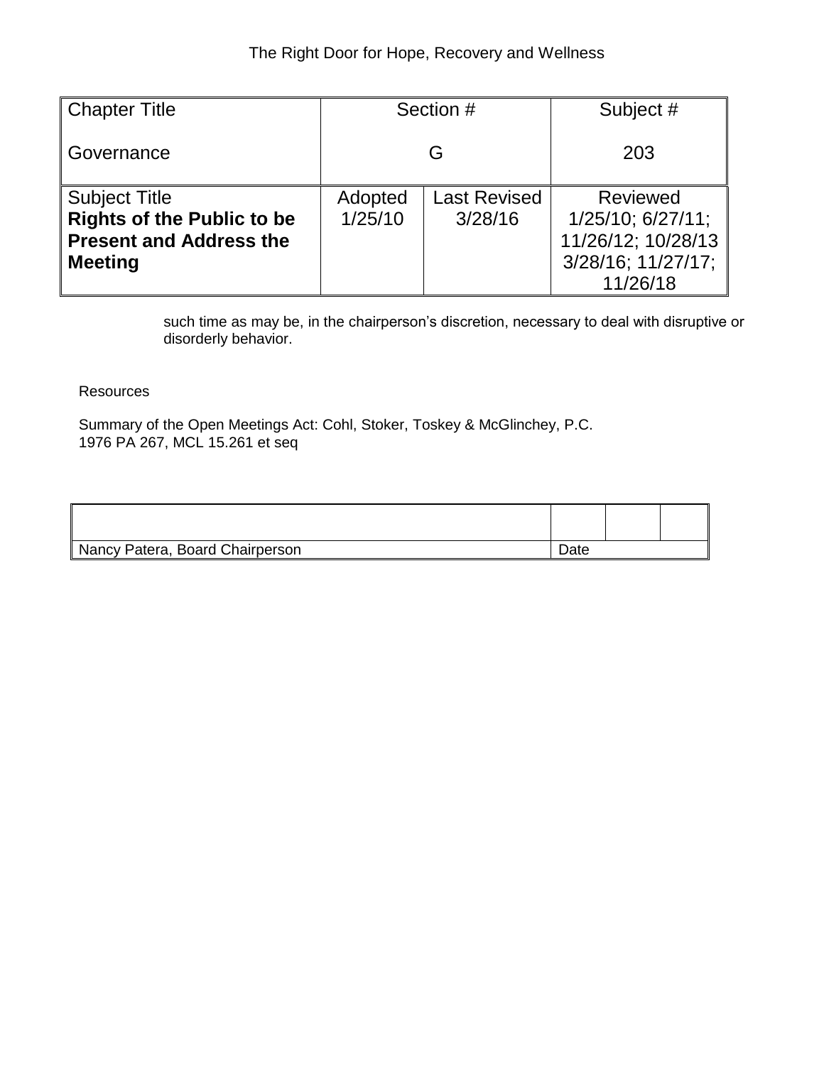| Chapter Title | Section # | | Subject # |
| --- | --- | --- | --- |
| Governance | G | | 203 |
| Subject Title<br>**Rights of the Public to be Present and Address the Meeting** | Adopted<br>1/25/10 | Last Revised<br>3/28/16 | Reviewed<br>1/25/10; 6/27/11; 11/26/12; 10/28/13 3/28/16; 11/27/17; 11/26/18 |

such time as may be, in the chairperson's discretion, necessary to deal with disruptive or disorderly behavior.

Resources

Summary of the Open Meetings Act: Cohl, Stoker, Toskey & McGlinchey, P.C.
1976 PA 267, MCL 15.261 et seq

| | | | |
| --- | --- | --- | --- |
| | | | |
| Nancy Patera, Board Chairperson | Date | | |